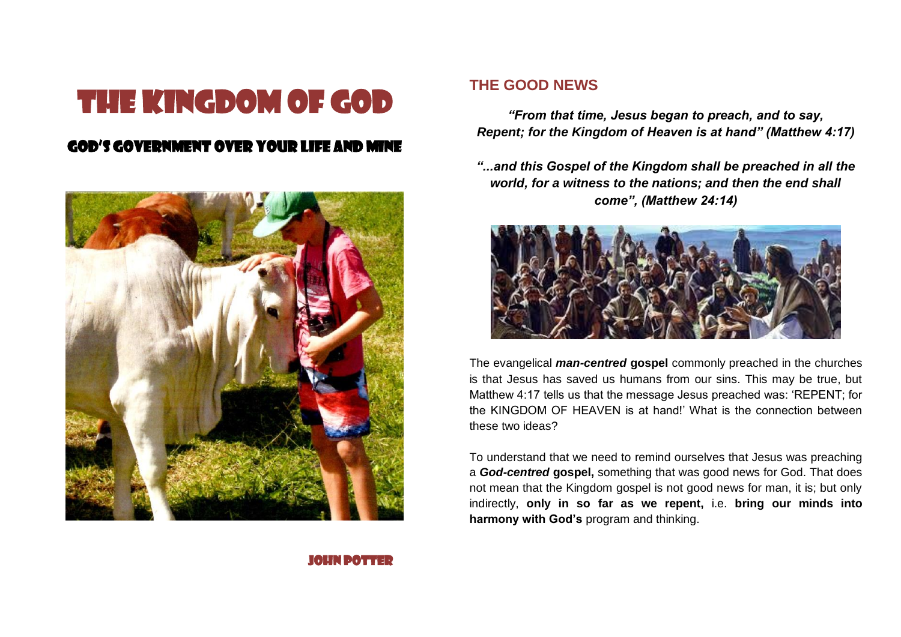# THE KINGDOM OF GOD

## GOD'S GOVERNMENT OVER YOUR LIFE AND MINE

JOHN POTTER

## THE GOOD NEWS

***"From that time, Jesus began to preach, and to say, Repent; for the Kingdom of Heaven is at hand" (Matthew 4:17)***

***"...and this Gospel of the Kingdom shall be preached in all the world, for a witness to the nations; and then the end shall come", (Matthew 24:14)***

The evangelical ***man-centred*** **gospel** commonly preached in the churches is that Jesus has saved us humans from our sins. This may be true, but Matthew 4:17 tells us that the message Jesus preached was: 'REPENT; for the KINGDOM OF HEAVEN is at hand!' What is the connection between these two ideas?

To understand that we need to remind ourselves that Jesus was preaching a ***God-centred*** **gospel,** something that was good news for God. That does not mean that the Kingdom gospel is not good news for man, it is; but only indirectly, **only in so far as we repent,** i.e. **bring our minds into harmony with God's** program and thinking.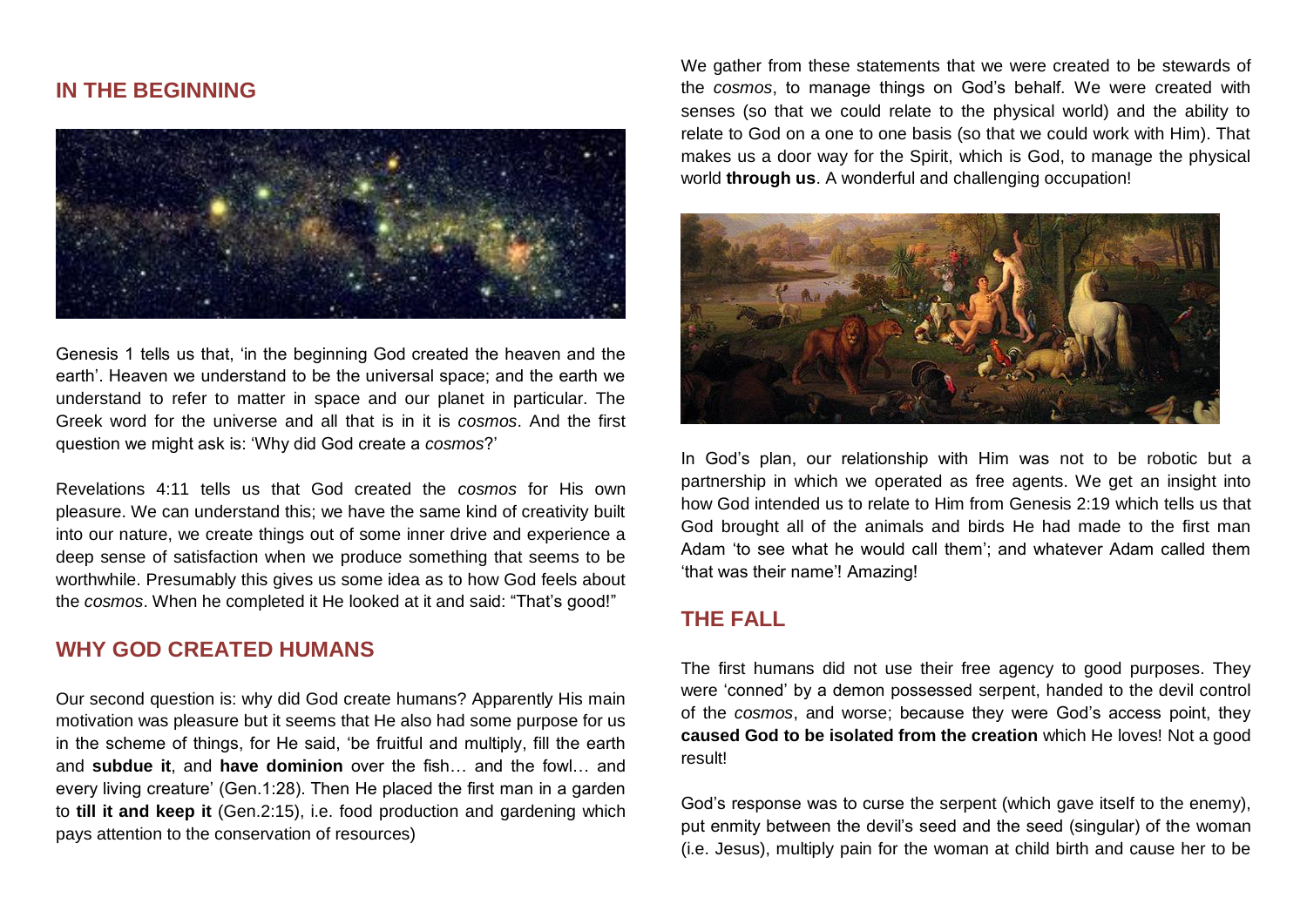## IN THE BEGINNING

Genesis 1 tells us that, 'in the beginning God created the heaven and the earth'. Heaven we understand to be the universal space; and the earth we understand to refer to matter in space and our planet in particular. The Greek word for the universe and all that is in it is *cosmos*. And the first question we might ask is: 'Why did God create a *cosmos*?'

Revelations 4:11 tells us that God created the *cosmos* for His own pleasure. We can understand this; we have the same kind of creativity built into our nature, we create things out of some inner drive and experience a deep sense of satisfaction when we produce something that seems to be worthwhile. Presumably this gives us some idea as to how God feels about the *cosmos*. When he completed it He looked at it and said: "That's good!"

## WHY GOD CREATED HUMANS

Our second question is: why did God create humans? Apparently His main motivation was pleasure but it seems that He also had some purpose for us in the scheme of things, for He said, 'be fruitful and multiply, fill the earth and **subdue it**, and **have dominion** over the fish… and the fowl… and every living creature' (Gen.1:28). Then He placed the first man in a garden to **till it and keep it** (Gen.2:15), i.e. food production and gardening which pays attention to the conservation of resources)

We gather from these statements that we were created to be stewards of the *cosmos*, to manage things on God's behalf. We were created with senses (so that we could relate to the physical world) and the ability to relate to God on a one to one basis (so that we could work with Him). That makes us a door way for the Spirit, which is God, to manage the physical world **through us**. A wonderful and challenging occupation!

In God's plan, our relationship with Him was not to be robotic but a partnership in which we operated as free agents. We get an insight into how God intended us to relate to Him from Genesis 2:19 which tells us that God brought all of the animals and birds He had made to the first man Adam 'to see what he would call them'; and whatever Adam called them 'that was their name'! Amazing!

## THE FALL

The first humans did not use their free agency to good purposes. They were 'conned' by a demon possessed serpent, handed to the devil control of the *cosmos*, and worse; because they were God's access point, they **caused God to be isolated from the creation** which He loves! Not a good result!

God's response was to curse the serpent (which gave itself to the enemy), put enmity between the devil's seed and the seed (singular) of the woman (i.e. Jesus), multiply pain for the woman at child birth and cause her to be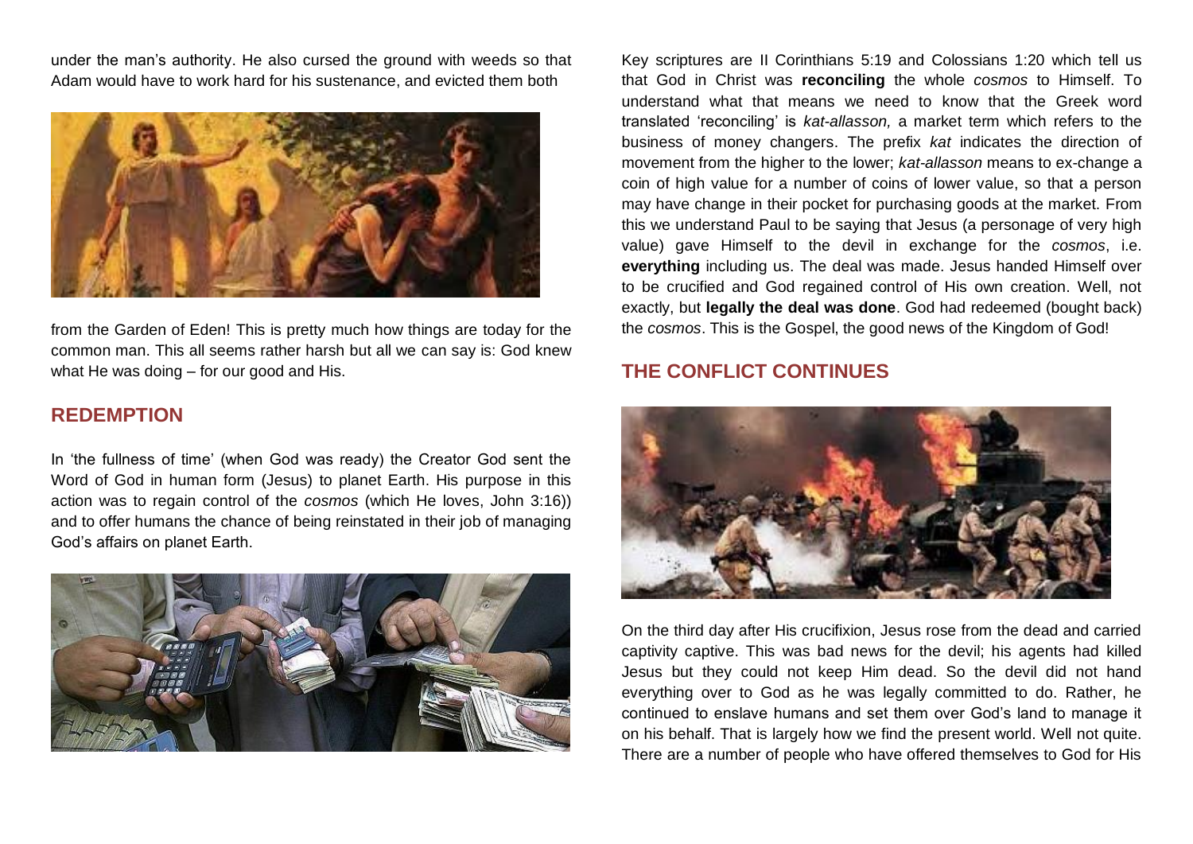under the man's authority. He also cursed the ground with weeds so that Adam would have to work hard for his sustenance, and evicted them both from the Garden of Eden! This is pretty much how things are today for the common man. This all seems rather harsh but all we can say is: God knew what He was doing – for our good and His.

## REDEMPTION

In 'the fullness of time' (when God was ready) the Creator God sent the Word of God in human form (Jesus) to planet Earth. His purpose in this action was to regain control of the *cosmos* (which He loves, John 3:16)) and to offer humans the chance of being reinstated in their job of managing God's affairs on planet Earth.

Key scriptures are II Corinthians 5:19 and Colossians 1:20 which tell us that God in Christ was **reconciling** the whole *cosmos* to Himself. To understand what that means we need to know that the Greek word translated 'reconciling' is *kat-allasson,* a market term which refers to the business of money changers. The prefix *kat* indicates the direction of movement from the higher to the lower; *kat-allasson* means to ex-change a coin of high value for a number of coins of lower value, so that a person may have change in their pocket for purchasing goods at the market. From this we understand Paul to be saying that Jesus (a personage of very high value) gave Himself to the devil in exchange for the *cosmos*, i.e. **everything** including us. The deal was made. Jesus handed Himself over to be crucified and God regained control of His own creation. Well, not exactly, but **legally the deal was done**. God had redeemed (bought back) the *cosmos*. This is the Gospel, the good news of the Kingdom of God!

## THE CONFLICT CONTINUES

On the third day after His crucifixion, Jesus rose from the dead and carried captivity captive. This was bad news for the devil; his agents had killed Jesus but they could not keep Him dead. So the devil did not hand everything over to God as he was legally committed to do. Rather, he continued to enslave humans and set them over God's land to manage it on his behalf. That is largely how we find the present world. Well not quite. There are a number of people who have offered themselves to God for His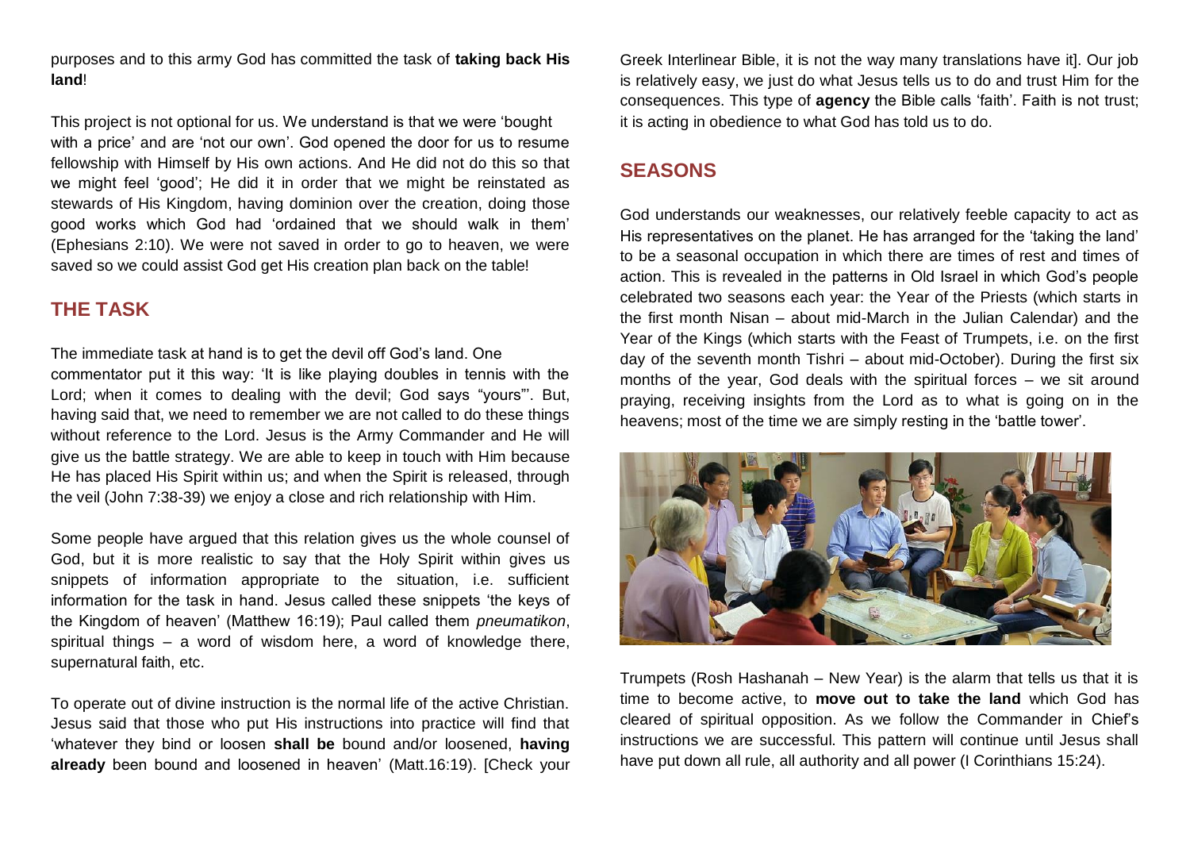purposes and to this army God has committed the task of **taking back His land**!

This project is not optional for us. We understand is that we were 'bought with a price' and are 'not our own'. God opened the door for us to resume fellowship with Himself by His own actions. And He did not do this so that we might feel 'good'; He did it in order that we might be reinstated as stewards of His Kingdom, having dominion over the creation, doing those good works which God had 'ordained that we should walk in them' (Ephesians 2:10). We were not saved in order to go to heaven, we were saved so we could assist God get His creation plan back on the table!

## THE TASK

The immediate task at hand is to get the devil off God's land. One commentator put it this way: 'It is like playing doubles in tennis with the Lord; when it comes to dealing with the devil; God says "yours"'. But, having said that, we need to remember we are not called to do these things without reference to the Lord. Jesus is the Army Commander and He will give us the battle strategy. We are able to keep in touch with Him because He has placed His Spirit within us; and when the Spirit is released, through the veil (John 7:38-39) we enjoy a close and rich relationship with Him.

Some people have argued that this relation gives us the whole counsel of God, but it is more realistic to say that the Holy Spirit within gives us snippets of information appropriate to the situation, i.e. sufficient information for the task in hand. Jesus called these snippets 'the keys of the Kingdom of heaven' (Matthew 16:19); Paul called them *pneumatikon*, spiritual things – a word of wisdom here, a word of knowledge there, supernatural faith, etc.

To operate out of divine instruction is the normal life of the active Christian. Jesus said that those who put His instructions into practice will find that 'whatever they bind or loosen **shall be** bound and/or loosened, **having already** been bound and loosened in heaven' (Matt.16:19). [Check your Greek Interlinear Bible, it is not the way many translations have it]. Our job is relatively easy, we just do what Jesus tells us to do and trust Him for the consequences. This type of **agency** the Bible calls 'faith'. Faith is not trust; it is acting in obedience to what God has told us to do.

## SEASONS

God understands our weaknesses, our relatively feeble capacity to act as His representatives on the planet. He has arranged for the 'taking the land' to be a seasonal occupation in which there are times of rest and times of action. This is revealed in the patterns in Old Israel in which God's people celebrated two seasons each year: the Year of the Priests (which starts in the first month Nisan – about mid-March in the Julian Calendar) and the Year of the Kings (which starts with the Feast of Trumpets, i.e. on the first day of the seventh month Tishri – about mid-October). During the first six months of the year, God deals with the spiritual forces – we sit around praying, receiving insights from the Lord as to what is going on in the heavens; most of the time we are simply resting in the 'battle tower'.

Trumpets (Rosh Hashanah – New Year) is the alarm that tells us that it is time to become active, to **move out to take the land** which God has cleared of spiritual opposition. As we follow the Commander in Chief's instructions we are successful. This pattern will continue until Jesus shall have put down all rule, all authority and all power (I Corinthians 15:24).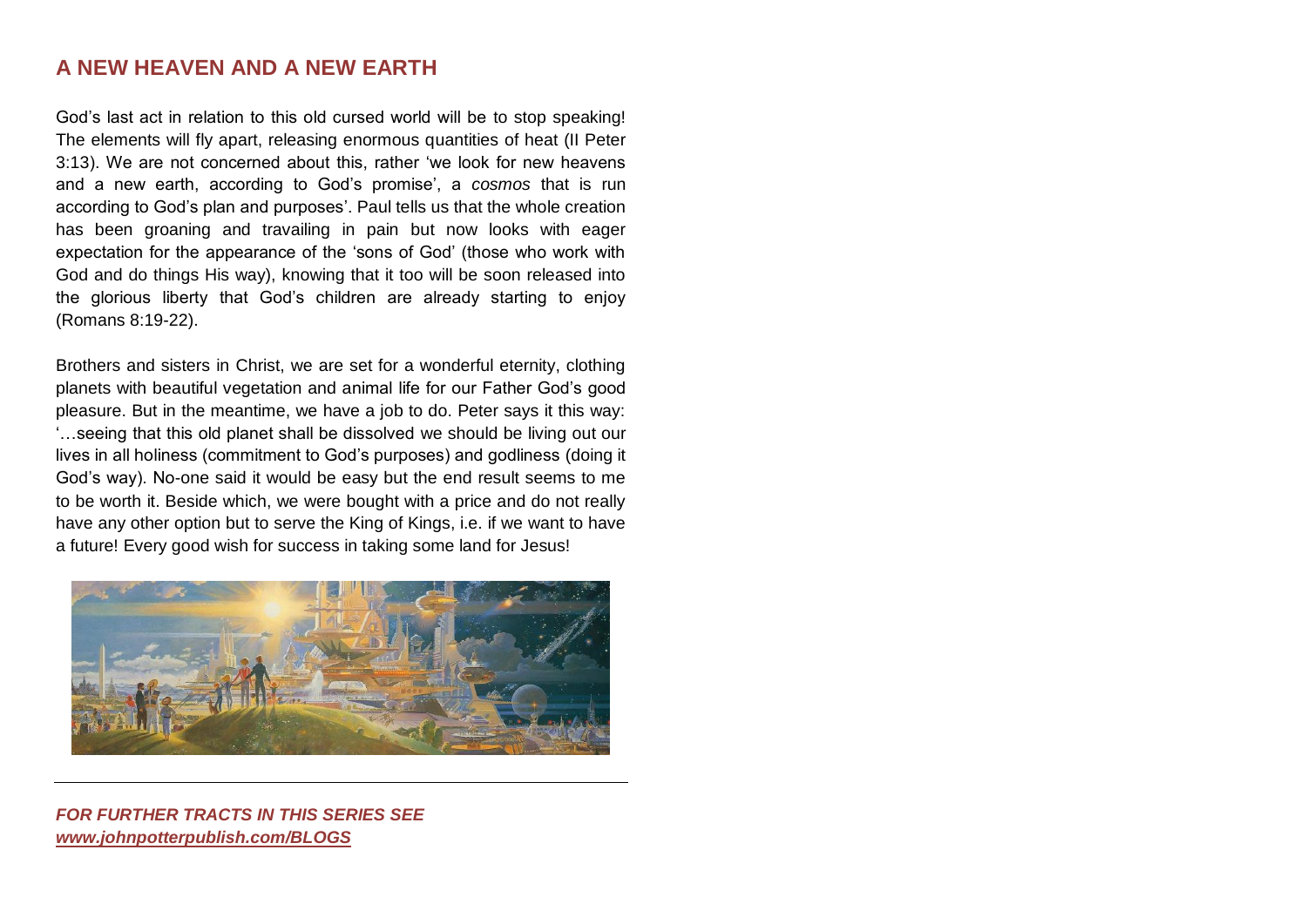## A NEW HEAVEN AND A NEW EARTH

God's last act in relation to this old cursed world will be to stop speaking! The elements will fly apart, releasing enormous quantities of heat (II Peter 3:13). We are not concerned about this, rather 'we look for new heavens and a new earth, according to God's promise', a *cosmos* that is run according to God's plan and purposes'. Paul tells us that the whole creation has been groaning and travailing in pain but now looks with eager expectation for the appearance of the 'sons of God' (those who work with God and do things His way), knowing that it too will be soon released into the glorious liberty that God's children are already starting to enjoy (Romans 8:19-22).

Brothers and sisters in Christ, we are set for a wonderful eternity, clothing planets with beautiful vegetation and animal life for our Father God's good pleasure. But in the meantime, we have a job to do. Peter says it this way: '…seeing that this old planet shall be dissolved we should be living out our lives in all holiness (commitment to God's purposes) and godliness (doing it God's way). No-one said it would be easy but the end result seems to me to be worth it. Beside which, we were bought with a price and do not really have any other option but to serve the King of Kings, i.e. if we want to have a future! Every good wish for success in taking some land for Jesus!

---

***FOR FURTHER TRACTS IN THIS SERIES SEE***
***[www.johnpotterpublish.com/BLOGS](www.johnpotterpublish.com/BLOGS)***